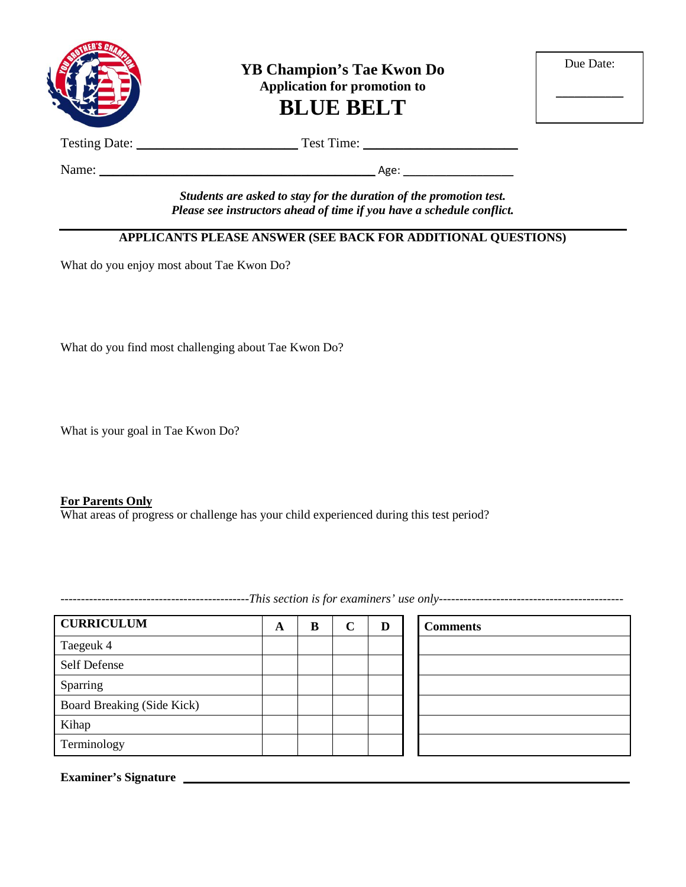# YB Champion's Tae Kwon Do

**Application for promotion to**

# BLUE BELT

Due Date: __________

Testing Date: ______________________ Test Time: ______________________

Name: ________________________________________ Age: ________________

***Students are asked to stay for the duration of the promotion test.***
***Please see instructors ahead of time if you have a schedule conflict.***

---

**APPLICANTS PLEASE ANSWER (SEE BACK FOR ADDITIONAL QUESTIONS)**

What do you enjoy most about Tae Kwon Do?

What do you find most challenging about Tae Kwon Do?

What is your goal in Tae Kwon Do?

**For Parents Only**

What areas of progress or challenge has your child experienced during this test period?

---------------------------------------------*This section is for examiners' use only*---------------------------------------------

| CURRICULUM | A | B | C | D |
|---|---|---|---|---|
| Taegeuk 4 | | | | |
| Self Defense | | | | |
| Sparring | | | | |
| Board Breaking (Side Kick) | | | | |
| Kihap | | | | |
| Terminology | | | | |

| Comments |
|---|
| |
| |
| |
| |
| |
| |

**Examiner's Signature** ________________________________________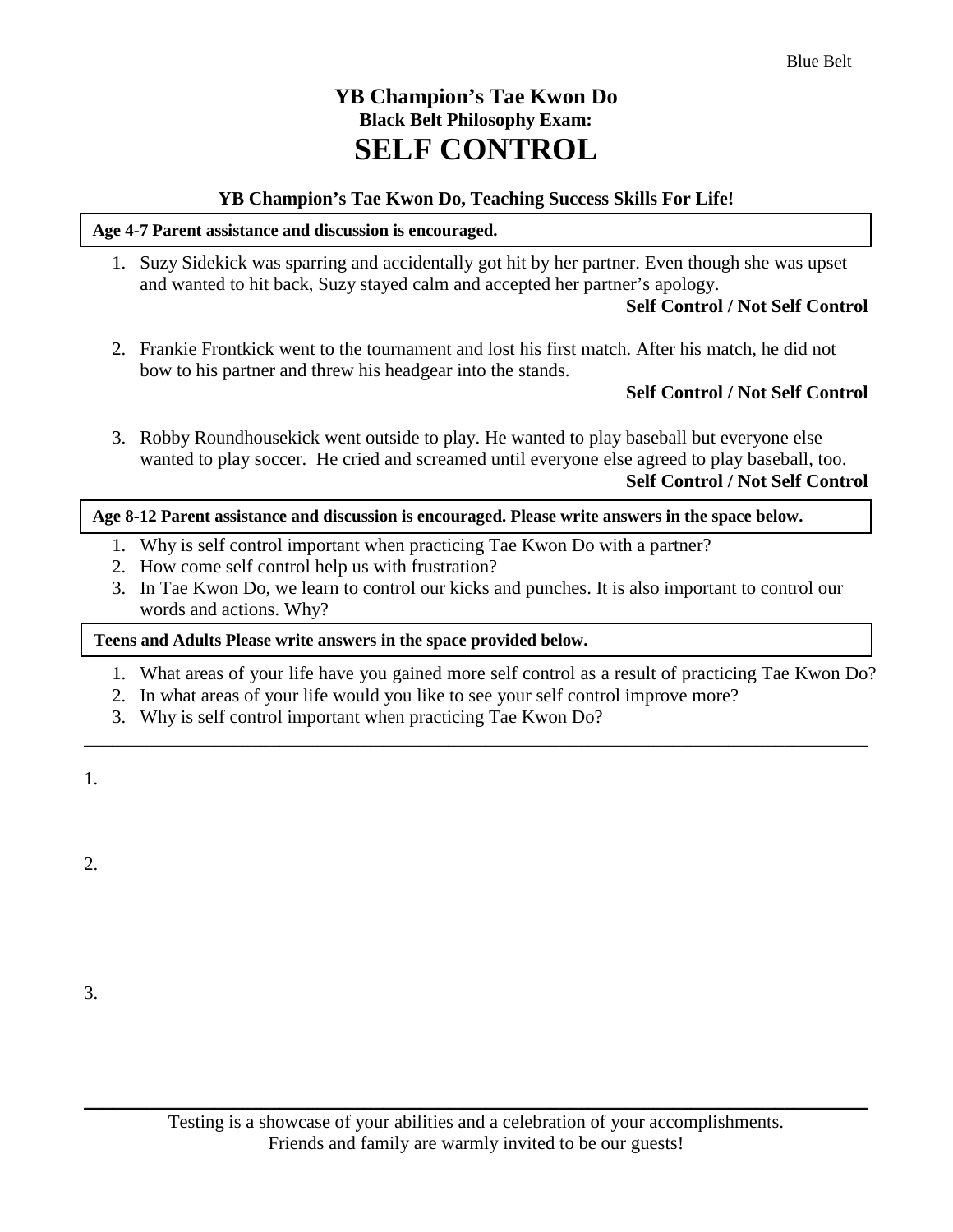Blue Belt

# YB Champion's Tae Kwon Do

### Black Belt Philosophy Exam:

# SELF CONTROL

**YB Champion's Tae Kwon Do, Teaching Success Skills For Life!**

**Age 4-7 Parent assistance and discussion is encouraged.**

1. Suzy Sidekick was sparring and accidentally got hit by her partner. Even though she was upset and wanted to hit back, Suzy stayed calm and accepted her partner's apology.
   **Self Control / Not Self Control**

2. Frankie Frontkick went to the tournament and lost his first match. After his match, he did not bow to his partner and threw his headgear into the stands.
   **Self Control / Not Self Control**

3. Robby Roundhousekick went outside to play. He wanted to play baseball but everyone else wanted to play soccer. He cried and screamed until everyone else agreed to play baseball, too.
   **Self Control / Not Self Control**

**Age 8-12 Parent assistance and discussion is encouraged. Please write answers in the space below.**

1. Why is self control important when practicing Tae Kwon Do with a partner?
2. How come self control help us with frustration?
3. In Tae Kwon Do, we learn to control our kicks and punches. It is also important to control our words and actions. Why?

**Teens and Adults Please write answers in the space provided below.**

1. What areas of your life have you gained more self control as a result of practicing Tae Kwon Do?
2. In what areas of your life would you like to see your self control improve more?
3. Why is self control important when practicing Tae Kwon Do?

---

1.

2.

3.

---

Testing is a showcase of your abilities and a celebration of your accomplishments.
Friends and family are warmly invited to be our guests!